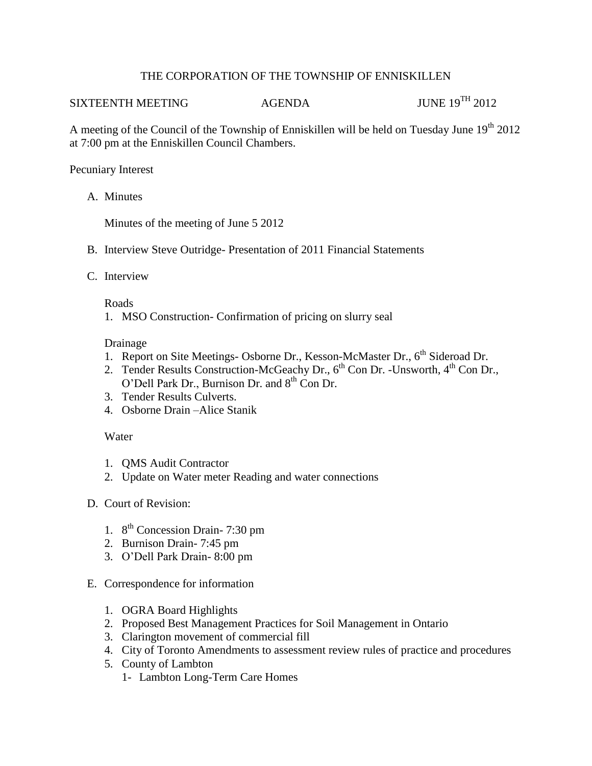# THE CORPORATION OF THE TOWNSHIP OF ENNISKILLEN

SIXTEENTH MEETING AGENDA JUNE 19TH 2012

A meeting of the Council of the Township of Enniskillen will be held on Tuesday June 19th 2012 at 7:00 pm at the Enniskillen Council Chambers.

Pecuniary Interest

A. Minutes

   Minutes of the meeting of June 5 2012

B. Interview Steve Outridge- Presentation of 2011 Financial Statements

C. Interview

   Roads
   1. MSO Construction- Confirmation of pricing on slurry seal

   Drainage
   1. Report on Site Meetings- Osborne Dr., Kesson-McMaster Dr., 6th Sideroad Dr.
   2. Tender Results Construction-McGeachy Dr., 6th Con Dr. -Unsworth, 4th Con Dr., O'Dell Park Dr., Burnison Dr. and 8th Con Dr.
   3. Tender Results Culverts.
   4. Osborne Drain –Alice Stanik

   Water

   1. QMS Audit Contractor
   2. Update on Water meter Reading and water connections

D. Court of Revision:

   1. 8th Concession Drain- 7:30 pm
   2. Burnison Drain- 7:45 pm
   3. O'Dell Park Drain- 8:00 pm

E. Correspondence for information

   1. OGRA Board Highlights
   2. Proposed Best Management Practices for Soil Management in Ontario
   3. Clarington movement of commercial fill
   4. City of Toronto Amendments to assessment review rules of practice and procedures
   5. County of Lambton
      1- Lambton Long-Term Care Homes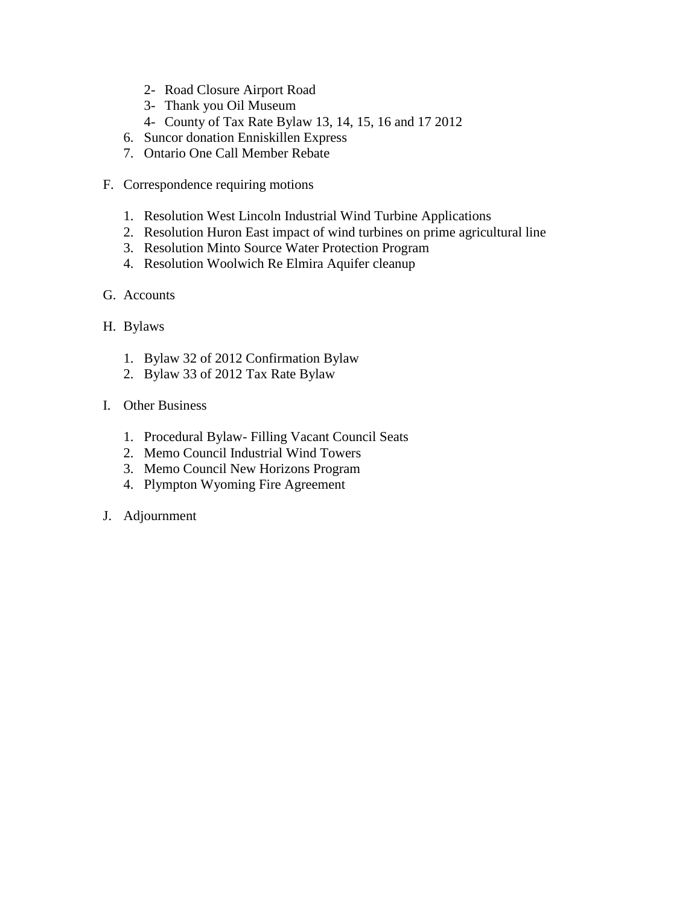2- Road Closure Airport Road
   3- Thank you Oil Museum
   4- County of Tax Rate Bylaw 13, 14, 15, 16 and 17 2012

6. Suncor donation Enniskillen Express
7. Ontario One Call Member Rebate

F. Correspondence requiring motions

1. Resolution West Lincoln Industrial Wind Turbine Applications
2. Resolution Huron East impact of wind turbines on prime agricultural line
3. Resolution Minto Source Water Protection Program
4. Resolution Woolwich Re Elmira Aquifer cleanup

G. Accounts

H. Bylaws

1. Bylaw 32 of 2012 Confirmation Bylaw
2. Bylaw 33 of 2012 Tax Rate Bylaw

I. Other Business

1. Procedural Bylaw- Filling Vacant Council Seats
2. Memo Council Industrial Wind Towers
3. Memo Council New Horizons Program
4. Plympton Wyoming Fire Agreement

J. Adjournment